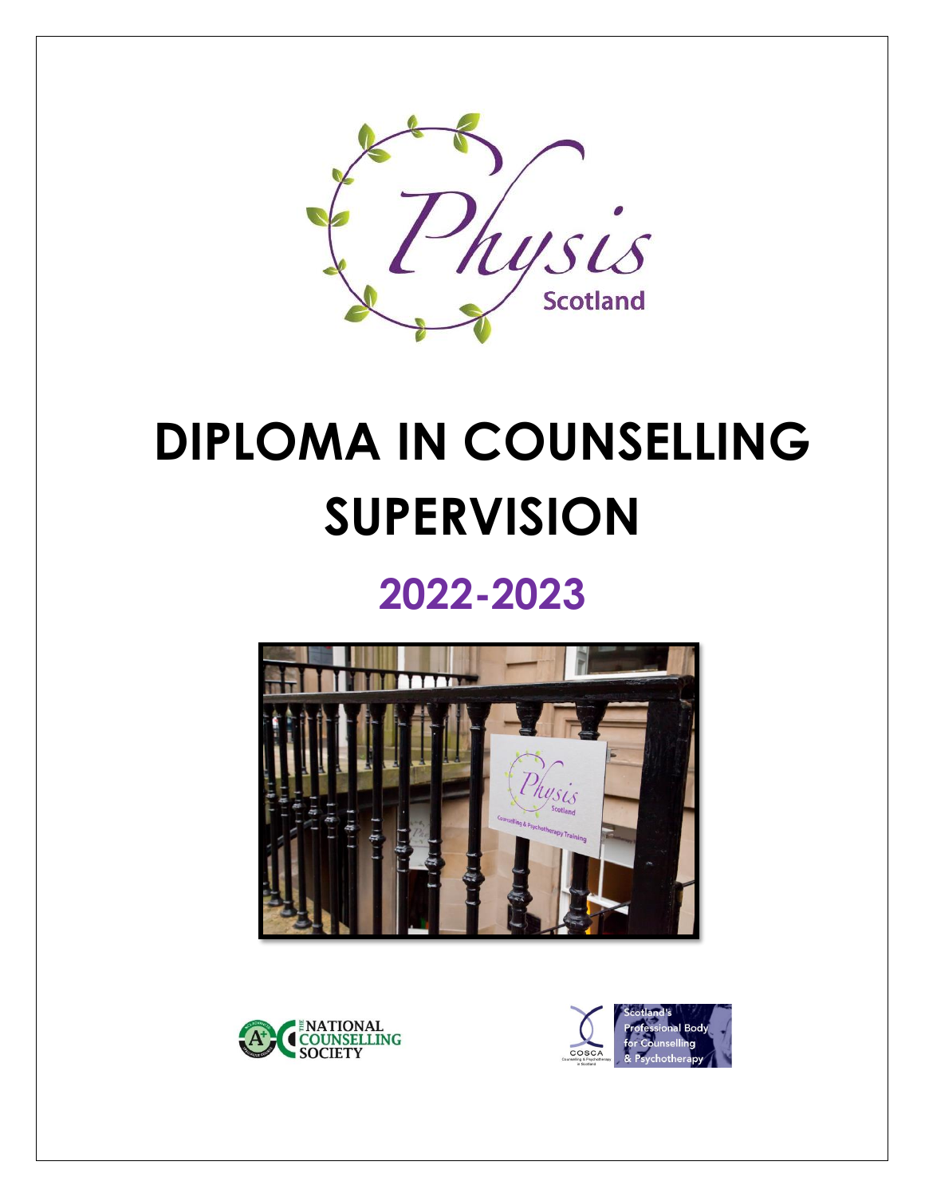# DIPLOMA IN COUNSELLING SUPERVISION

## 2022-2023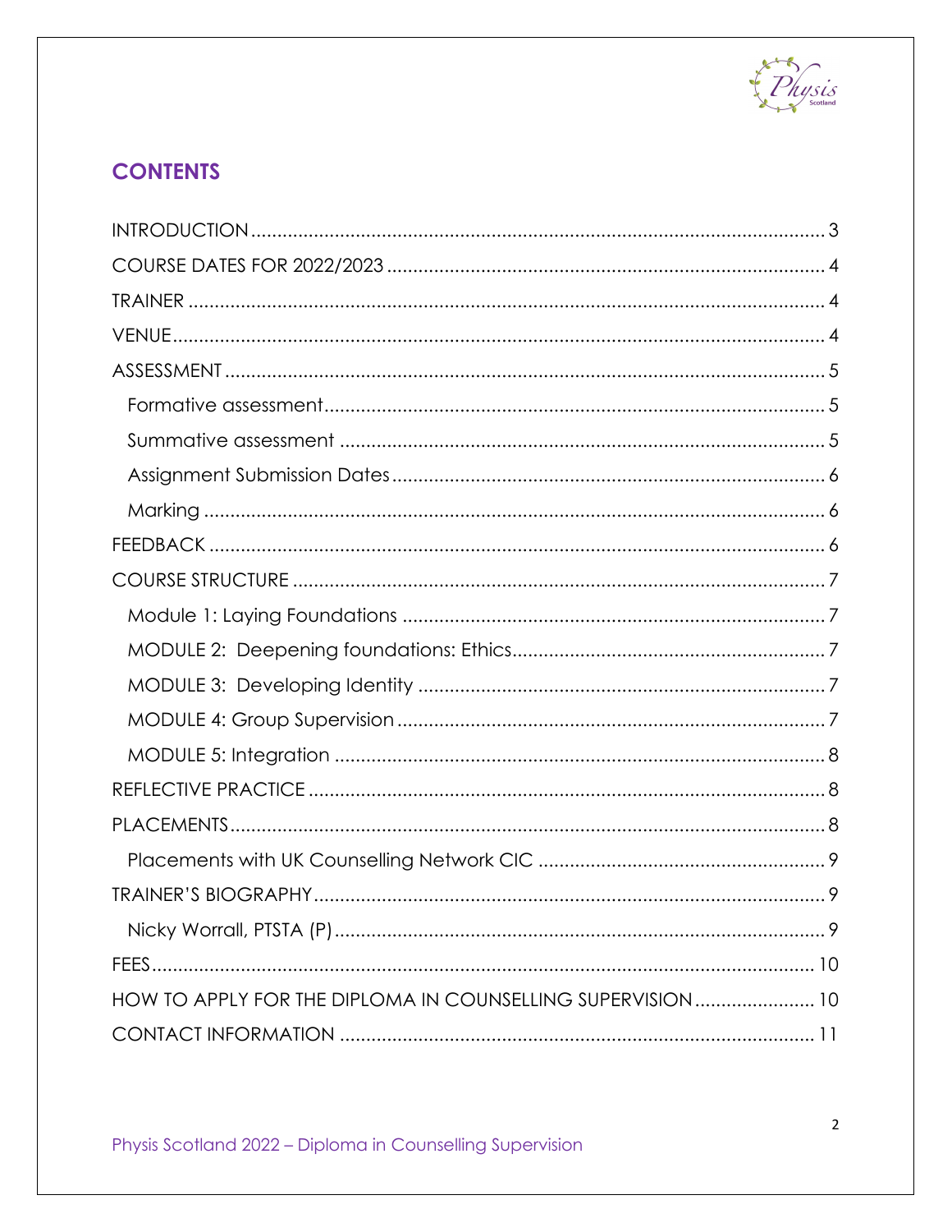## CONTENTS

INTRODUCTION ..... 3
COURSE DATES FOR 2022/2023 ..... 4
TRAINER ..... 4
VENUE ..... 4
ASSESSMENT ..... 5
- Formative assessment ..... 5
- Summative assessment ..... 5
- Assignment Submission Dates ..... 6
- Marking ..... 6

FEEDBACK ..... 6
COURSE STRUCTURE ..... 7
- Module 1: Laying Foundations ..... 7
- MODULE 2: Deepening foundations: Ethics ..... 7
- MODULE 3: Developing Identity ..... 7
- MODULE 4: Group Supervision ..... 7
- MODULE 5: Integration ..... 8

REFLECTIVE PRACTICE ..... 8
PLACEMENTS ..... 8
- Placements with UK Counselling Network CIC ..... 9

TRAINER'S BIOGRAPHY ..... 9
- Nicky Worrall, PTSTA (P) ..... 9

FEES ..... 10
HOW TO APPLY FOR THE DIPLOMA IN COUNSELLING SUPERVISION ..... 10
CONTACT INFORMATION ..... 11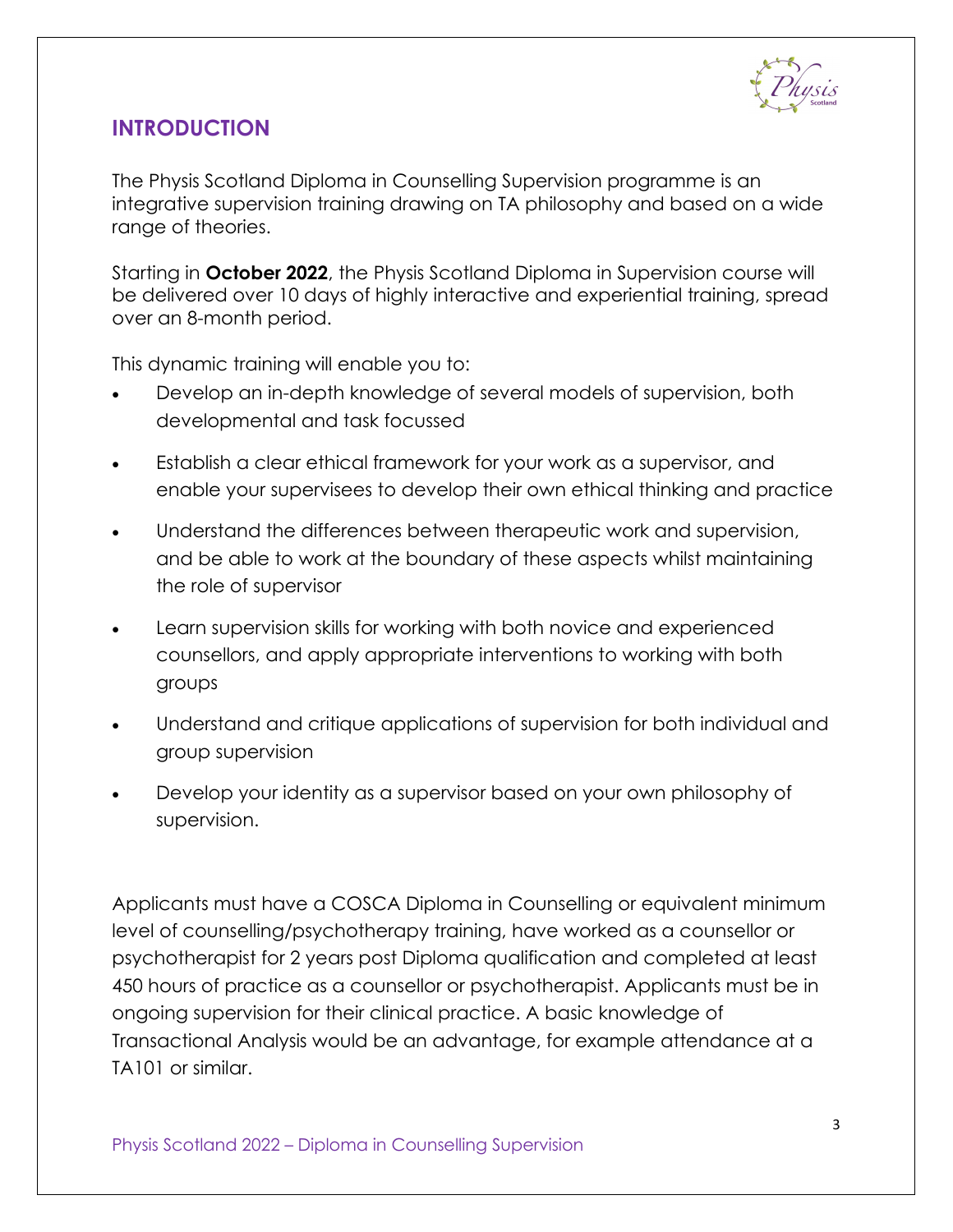## INTRODUCTION

The Physis Scotland Diploma in Counselling Supervision programme is an integrative supervision training drawing on TA philosophy and based on a wide range of theories.

Starting in **October 2022**, the Physis Scotland Diploma in Supervision course will be delivered over 10 days of highly interactive and experiential training, spread over an 8-month period.

This dynamic training will enable you to:

- Develop an in-depth knowledge of several models of supervision, both developmental and task focussed
- Establish a clear ethical framework for your work as a supervisor, and enable your supervisees to develop their own ethical thinking and practice
- Understand the differences between therapeutic work and supervision, and be able to work at the boundary of these aspects whilst maintaining the role of supervisor
- Learn supervision skills for working with both novice and experienced counsellors, and apply appropriate interventions to working with both groups
- Understand and critique applications of supervision for both individual and group supervision
- Develop your identity as a supervisor based on your own philosophy of supervision.

Applicants must have a COSCA Diploma in Counselling or equivalent minimum level of counselling/psychotherapy training, have worked as a counsellor or psychotherapist for 2 years post Diploma qualification and completed at least 450 hours of practice as a counsellor or psychotherapist. Applicants must be in ongoing supervision for their clinical practice. A basic knowledge of Transactional Analysis would be an advantage, for example attendance at a TA101 or similar.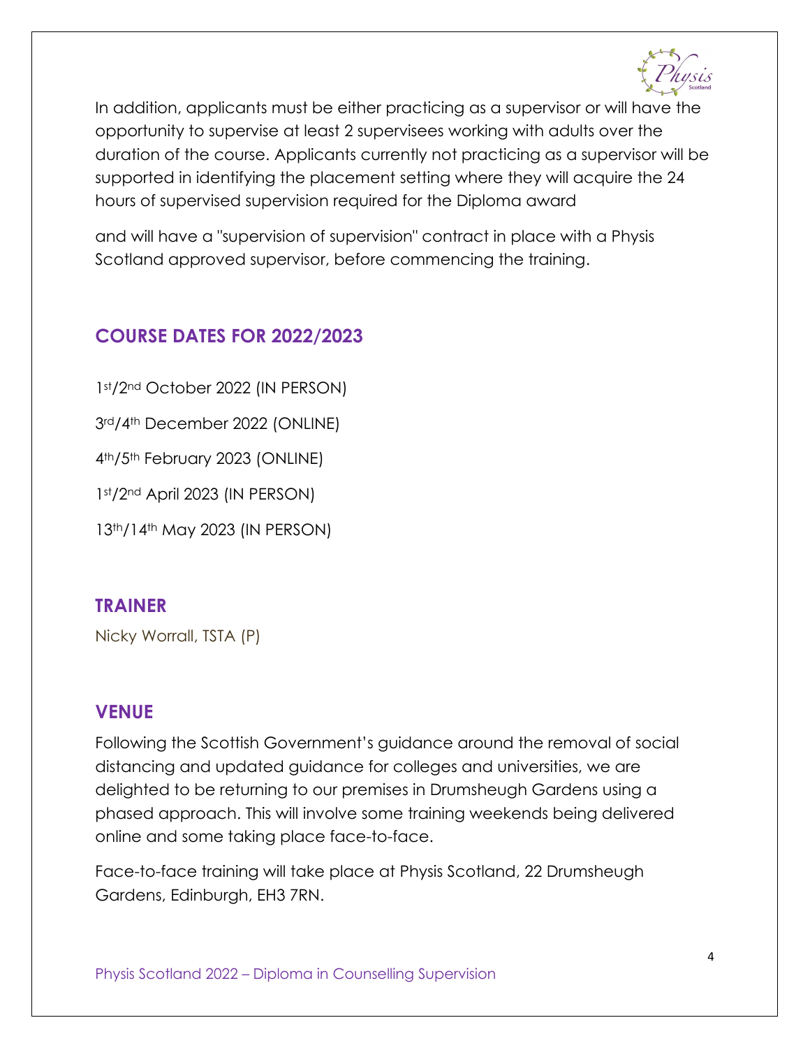In addition, applicants must be either practicing as a supervisor or will have the opportunity to supervise at least 2 supervisees working with adults over the duration of the course. Applicants currently not practicing as a supervisor will be supported in identifying the placement setting where they will acquire the 24 hours of supervised supervision required for the Diploma award

and will have a "supervision of supervision" contract in place with a Physis Scotland approved supervisor, before commencing the training.

## COURSE DATES FOR 2022/2023

1st/2nd October 2022 (IN PERSON)

3rd/4th December 2022 (ONLINE)

4th/5th February 2023 (ONLINE)

1st/2nd April 2023 (IN PERSON)

13th/14th May 2023 (IN PERSON)

## TRAINER

Nicky Worrall, TSTA (P)

## VENUE

Following the Scottish Government's guidance around the removal of social distancing and updated guidance for colleges and universities, we are delighted to be returning to our premises in Drumsheugh Gardens using a phased approach. This will involve some training weekends being delivered online and some taking place face-to-face.

Face-to-face training will take place at Physis Scotland, 22 Drumsheugh Gardens, Edinburgh, EH3 7RN.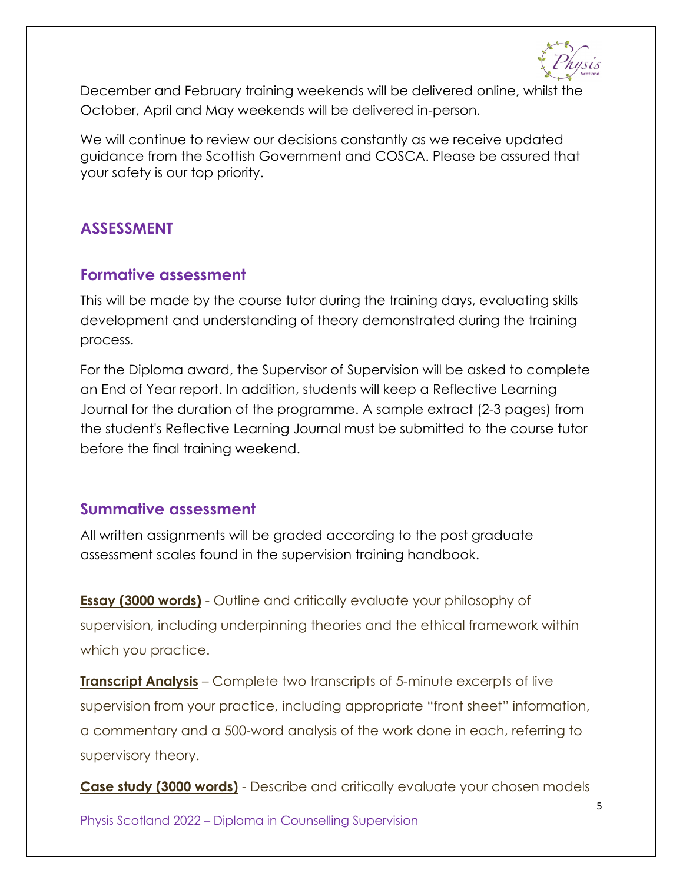December and February training weekends will be delivered online, whilst the October, April and May weekends will be delivered in-person.

We will continue to review our decisions constantly as we receive updated guidance from the Scottish Government and COSCA. Please be assured that your safety is our top priority.

## ASSESSMENT

### Formative assessment

This will be made by the course tutor during the training days, evaluating skills development and understanding of theory demonstrated during the training process.

For the Diploma award, the Supervisor of Supervision will be asked to complete an End of Year report. In addition, students will keep a Reflective Learning Journal for the duration of the programme. A sample extract (2-3 pages) from the student's Reflective Learning Journal must be submitted to the course tutor before the final training weekend.

### Summative assessment

All written assignments will be graded according to the post graduate assessment scales found in the supervision training handbook.

**Essay (3000 words)** - Outline and critically evaluate your philosophy of supervision, including underpinning theories and the ethical framework within which you practice.

**Transcript Analysis** – Complete two transcripts of 5-minute excerpts of live supervision from your practice, including appropriate "front sheet" information, a commentary and a 500-word analysis of the work done in each, referring to supervisory theory.

**Case study (3000 words)** - Describe and critically evaluate your chosen models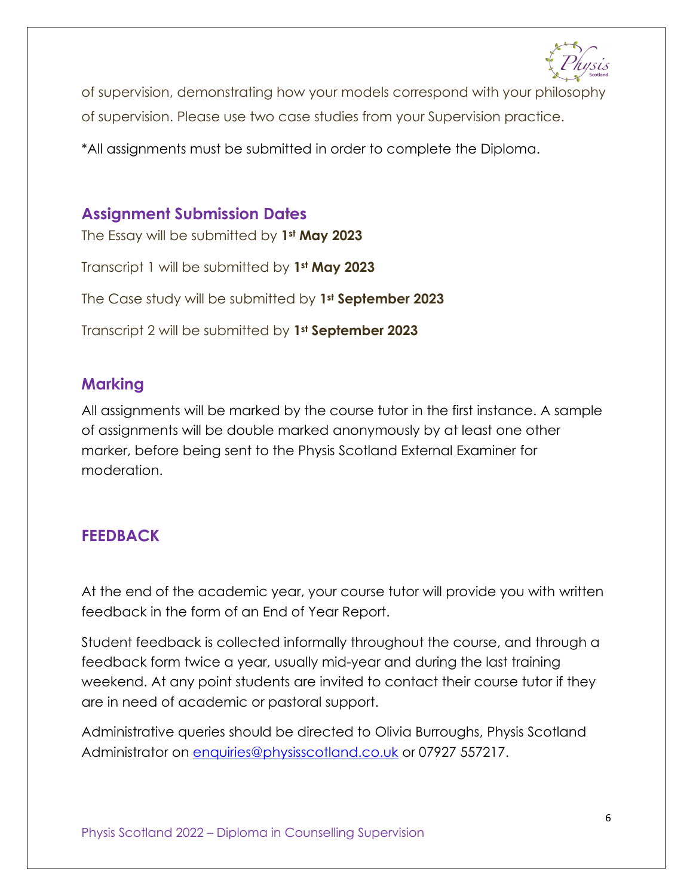of supervision, demonstrating how your models correspond with your philosophy of supervision. Please use two case studies from your Supervision practice.

*All assignments must be submitted in order to complete the Diploma.

## Assignment Submission Dates

The Essay will be submitted by **1st May 2023**

Transcript 1 will be submitted by **1st May 2023**

The Case study will be submitted by **1st September 2023**

Transcript 2 will be submitted by **1st September 2023**

## Marking

All assignments will be marked by the course tutor in the first instance. A sample of assignments will be double marked anonymously by at least one other marker, before being sent to the Physis Scotland External Examiner for moderation.

## FEEDBACK

At the end of the academic year, your course tutor will provide you with written feedback in the form of an End of Year Report.

Student feedback is collected informally throughout the course, and through a feedback form twice a year, usually mid-year and during the last training weekend. At any point students are invited to contact their course tutor if they are in need of academic or pastoral support.

Administrative queries should be directed to Olivia Burroughs, Physis Scotland Administrator on [enquiries@physisscotland.co.uk](mailto:enquiries@physisscotland.co.uk) or 07927 557217.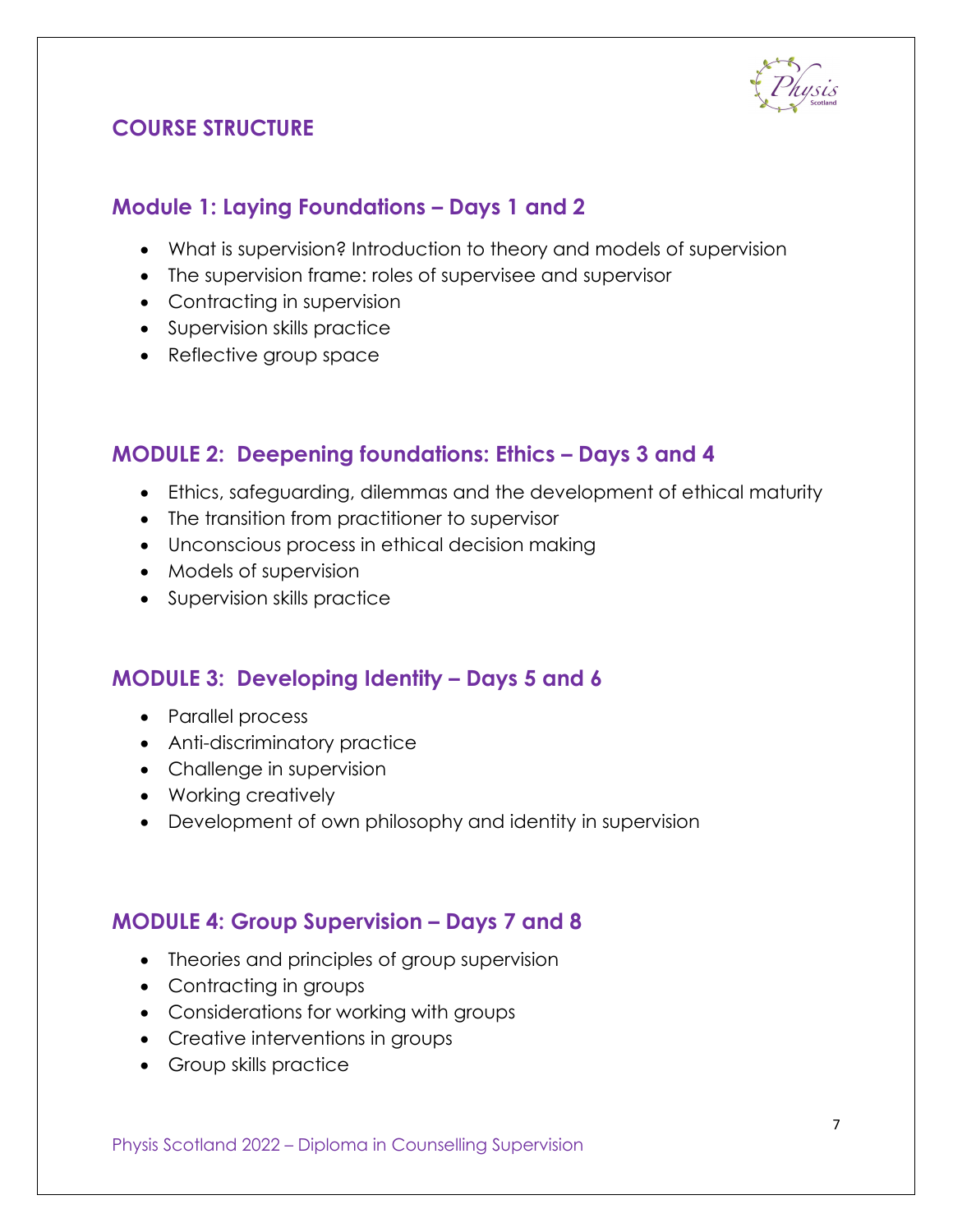# COURSE STRUCTURE

## Module 1: Laying Foundations – Days 1 and 2

- What is supervision? Introduction to theory and models of supervision
- The supervision frame: roles of supervisee and supervisor
- Contracting in supervision
- Supervision skills practice
- Reflective group space

## MODULE 2: Deepening foundations: Ethics – Days 3 and 4

- Ethics, safeguarding, dilemmas and the development of ethical maturity
- The transition from practitioner to supervisor
- Unconscious process in ethical decision making
- Models of supervision
- Supervision skills practice

## MODULE 3: Developing Identity – Days 5 and 6

- Parallel process
- Anti-discriminatory practice
- Challenge in supervision
- Working creatively
- Development of own philosophy and identity in supervision

## MODULE 4: Group Supervision – Days 7 and 8

- Theories and principles of group supervision
- Contracting in groups
- Considerations for working with groups
- Creative interventions in groups
- Group skills practice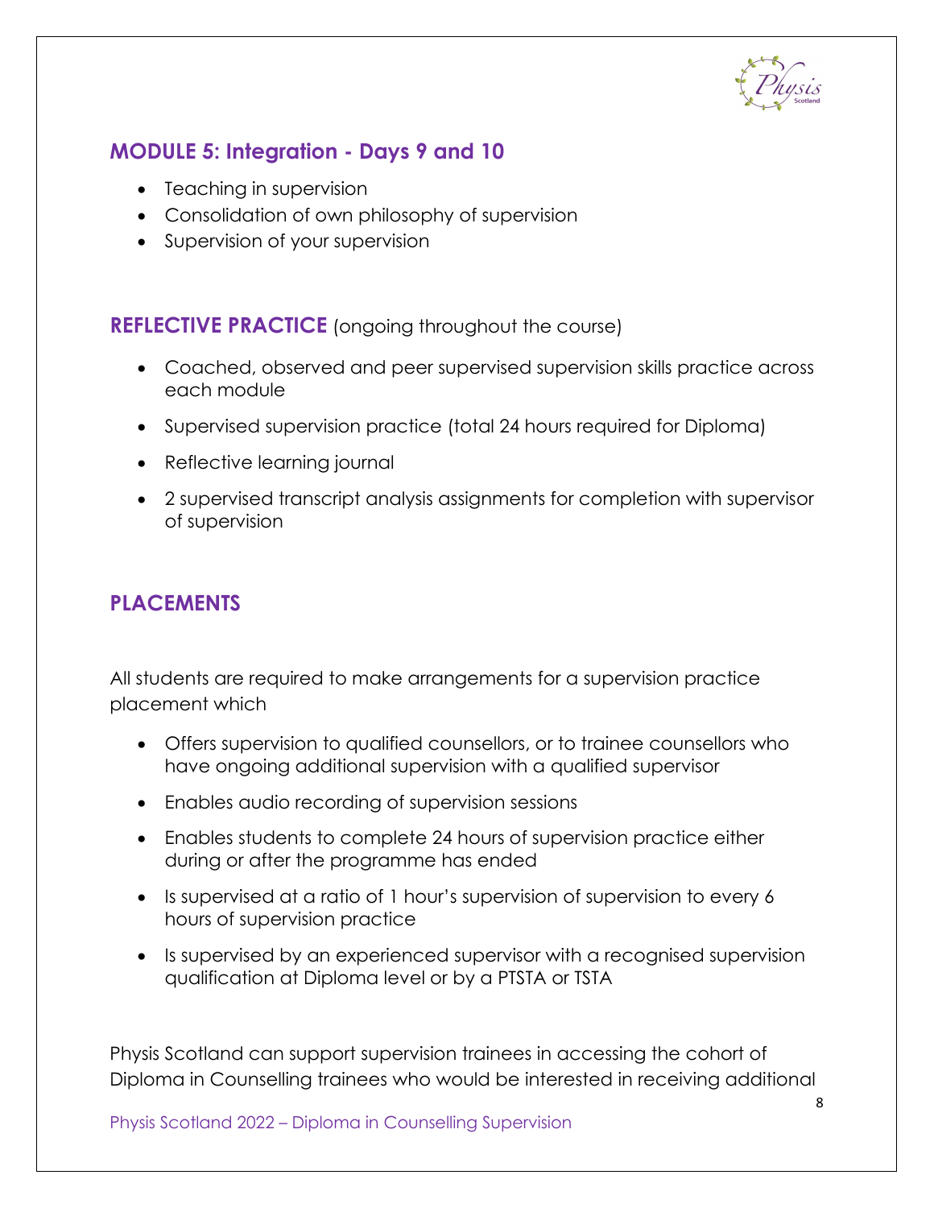## MODULE 5: Integration - Days 9 and 10

- Teaching in supervision
- Consolidation of own philosophy of supervision
- Supervision of your supervision

## REFLECTIVE PRACTICE (ongoing throughout the course)

- Coached, observed and peer supervised supervision skills practice across each module
- Supervised supervision practice (total 24 hours required for Diploma)
- Reflective learning journal
- 2 supervised transcript analysis assignments for completion with supervisor of supervision

## PLACEMENTS

All students are required to make arrangements for a supervision practice placement which

- Offers supervision to qualified counsellors, or to trainee counsellors who have ongoing additional supervision with a qualified supervisor
- Enables audio recording of supervision sessions
- Enables students to complete 24 hours of supervision practice either during or after the programme has ended
- Is supervised at a ratio of 1 hour's supervision of supervision to every 6 hours of supervision practice
- Is supervised by an experienced supervisor with a recognised supervision qualification at Diploma level or by a PTSTA or TSTA

Physis Scotland can support supervision trainees in accessing the cohort of Diploma in Counselling trainees who would be interested in receiving additional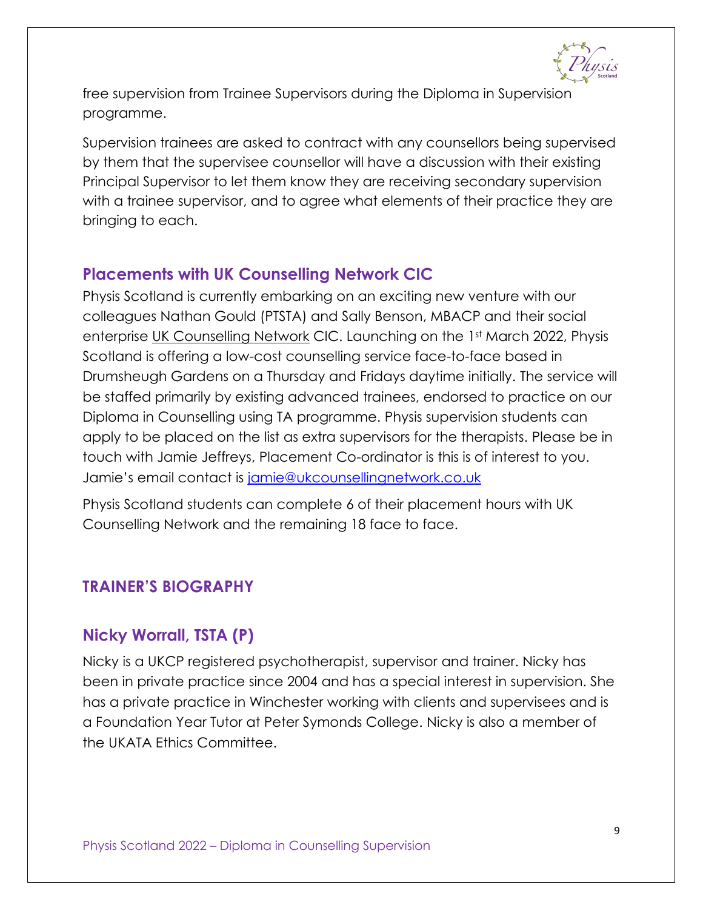free supervision from Trainee Supervisors during the Diploma in Supervision programme.

Supervision trainees are asked to contract with any counsellors being supervised by them that the supervisee counsellor will have a discussion with their existing Principal Supervisor to let them know they are receiving secondary supervision with a trainee supervisor, and to agree what elements of their practice they are bringing to each.

## Placements with UK Counselling Network CIC

Physis Scotland is currently embarking on an exciting new venture with our colleagues Nathan Gould (PTSTA) and Sally Benson, MBACP and their social enterprise UK Counselling Network CIC. Launching on the 1st March 2022, Physis Scotland is offering a low-cost counselling service face-to-face based in Drumsheugh Gardens on a Thursday and Fridays daytime initially. The service will be staffed primarily by existing advanced trainees, endorsed to practice on our Diploma in Counselling using TA programme. Physis supervision students can apply to be placed on the list as extra supervisors for the therapists. Please be in touch with Jamie Jeffreys, Placement Co-ordinator is this is of interest to you. Jamie's email contact is jamie@ukcounsellingnetwork.co.uk

Physis Scotland students can complete 6 of their placement hours with UK Counselling Network and the remaining 18 face to face.

## TRAINER'S BIOGRAPHY

## Nicky Worrall, TSTA (P)

Nicky is a UKCP registered psychotherapist, supervisor and trainer. Nicky has been in private practice since 2004 and has a special interest in supervision. She has a private practice in Winchester working with clients and supervisees and is a Foundation Year Tutor at Peter Symonds College. Nicky is also a member of the UKATA Ethics Committee.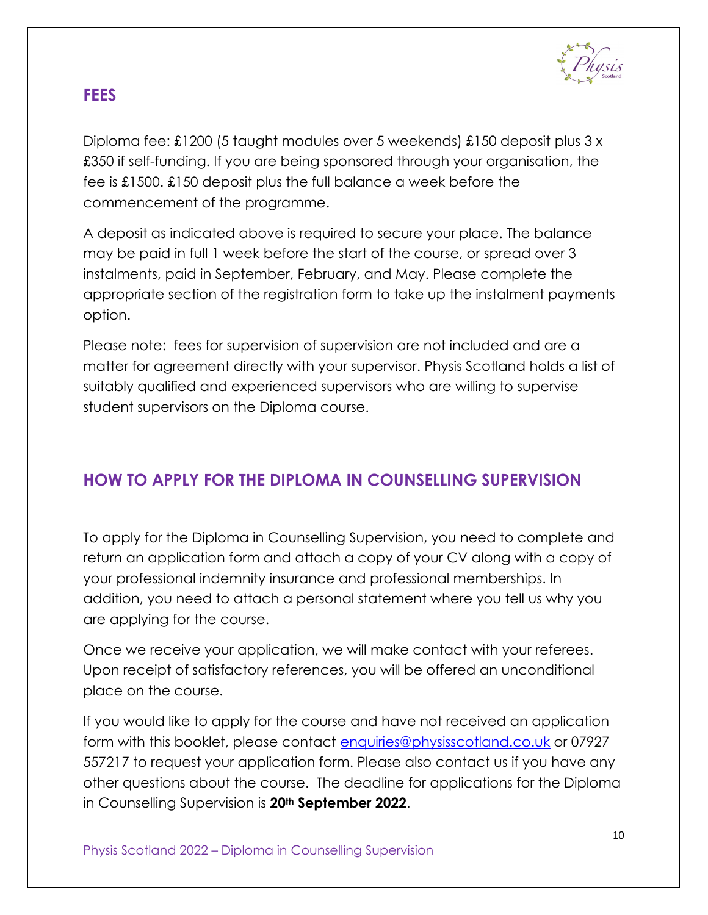## FEES

Diploma fee: £1200 (5 taught modules over 5 weekends) £150 deposit plus 3 x £350 if self-funding. If you are being sponsored through your organisation, the fee is £1500. £150 deposit plus the full balance a week before the commencement of the programme.

A deposit as indicated above is required to secure your place. The balance may be paid in full 1 week before the start of the course, or spread over 3 instalments, paid in September, February, and May. Please complete the appropriate section of the registration form to take up the instalment payments option.

Please note: fees for supervision of supervision are not included and are a matter for agreement directly with your supervisor. Physis Scotland holds a list of suitably qualified and experienced supervisors who are willing to supervise student supervisors on the Diploma course.

## HOW TO APPLY FOR THE DIPLOMA IN COUNSELLING SUPERVISION

To apply for the Diploma in Counselling Supervision, you need to complete and return an application form and attach a copy of your CV along with a copy of your professional indemnity insurance and professional memberships. In addition, you need to attach a personal statement where you tell us why you are applying for the course.

Once we receive your application, we will make contact with your referees. Upon receipt of satisfactory references, you will be offered an unconditional place on the course.

If you would like to apply for the course and have not received an application form with this booklet, please contact enquiries@physisscotland.co.uk or 07927 557217 to request your application form. Please also contact us if you have any other questions about the course. The deadline for applications for the Diploma in Counselling Supervision is **20th September 2022**.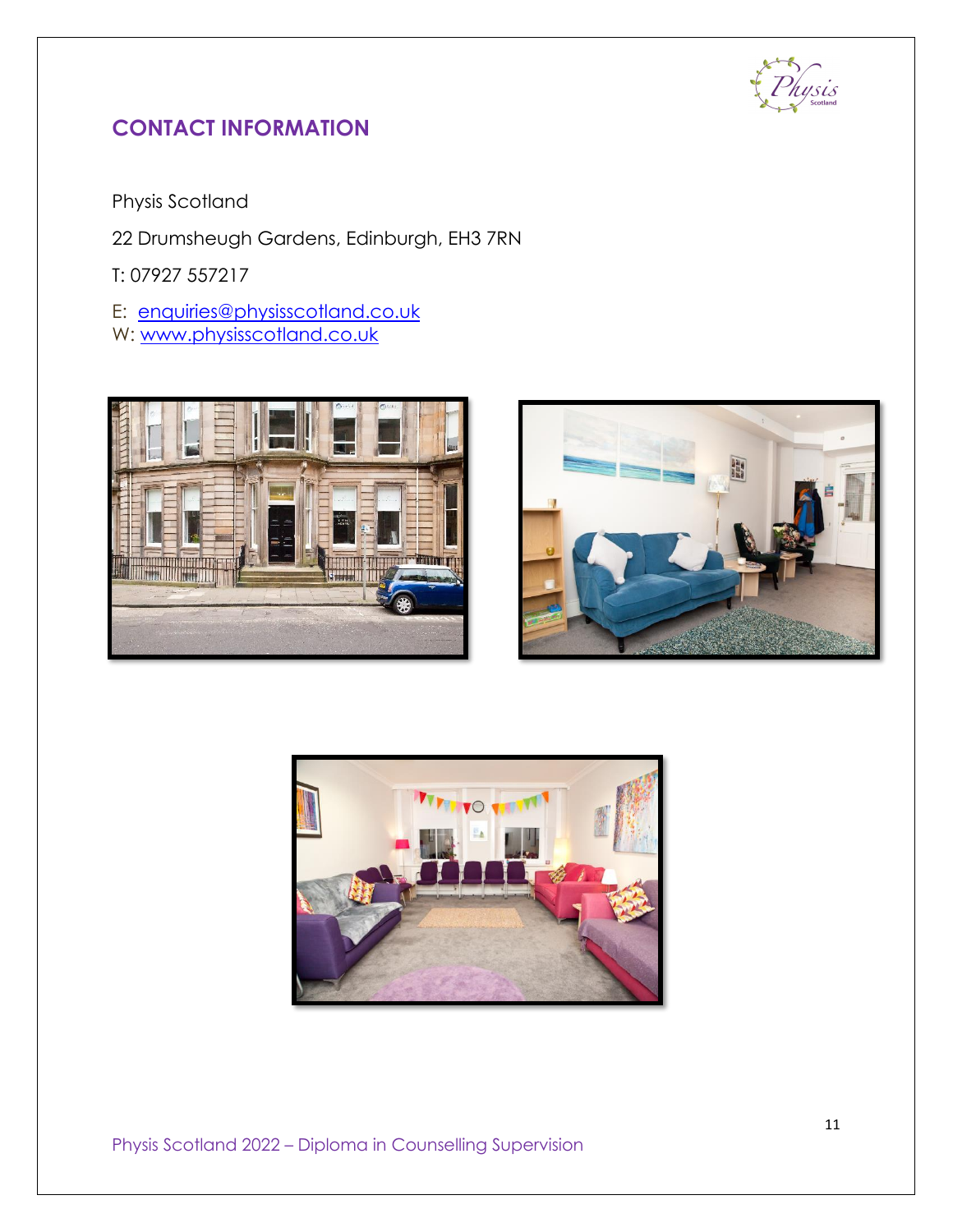## CONTACT INFORMATION

Physis Scotland

22 Drumsheugh Gardens, Edinburgh, EH3 7RN

T: 07927 557217

E: enquiries@physisscotland.co.uk
W: www.physisscotland.co.uk